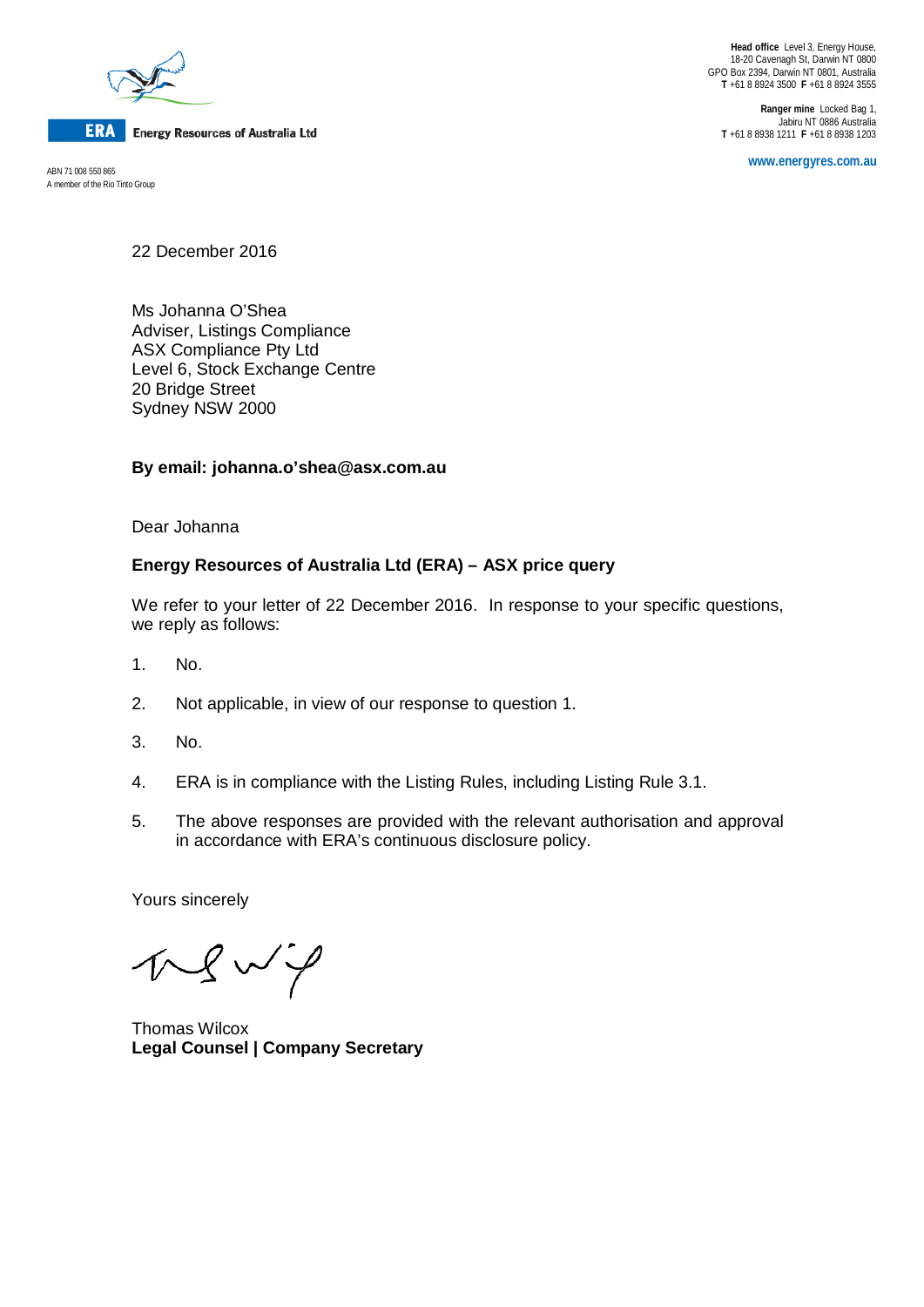ERA Energy Resources of Australia Ltd

ABN 71 008 550 865
A member of the Rio Tinto Group

**Head office** Level 3, Energy House,
18-20 Cavenagh St, Darwin NT 0800
GPO Box 2394, Darwin NT 0801, Australia
**T** +61 8 8924 3500 **F** +61 8 8924 3555

**Ranger mine** Locked Bag 1,
Jabiru NT 0886 Australia
**T** +61 8 8938 1211 **F** +61 8 8938 1203

**www.energyres.com.au**

22 December 2016

Ms Johanna O'Shea
Adviser, Listings Compliance
ASX Compliance Pty Ltd
Level 6, Stock Exchange Centre
20 Bridge Street
Sydney NSW 2000

**By email: johanna.o'shea@asx.com.au**

Dear Johanna

**Energy Resources of Australia Ltd (ERA) – ASX price query**

We refer to your letter of 22 December 2016. In response to your specific questions, we reply as follows:

1. No.
2. Not applicable, in view of our response to question 1.
3. No.
4. ERA is in compliance with the Listing Rules, including Listing Rule 3.1.
5. The above responses are provided with the relevant authorisation and approval in accordance with ERA's continuous disclosure policy.

Yours sincerely

Thomas Wilcox
**Legal Counsel | Company Secretary**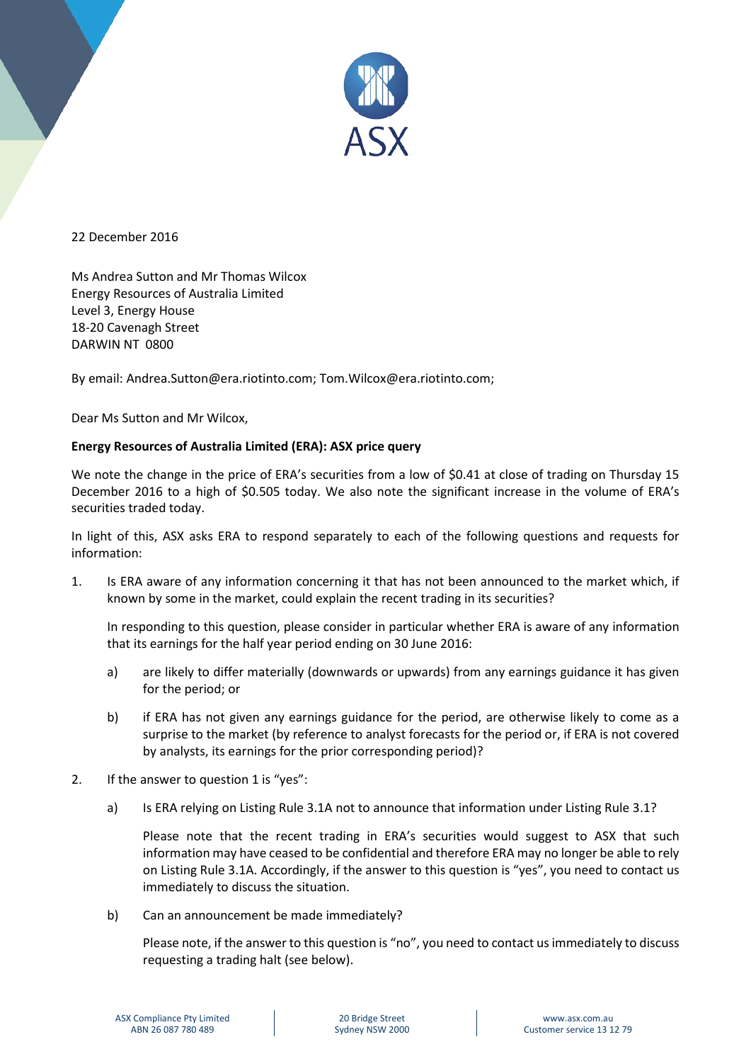22 December 2016

Ms Andrea Sutton and Mr Thomas Wilcox
Energy Resources of Australia Limited
Level 3, Energy House
18-20 Cavenagh Street
DARWIN NT 0800

By email: Andrea.Sutton@era.riotinto.com; Tom.Wilcox@era.riotinto.com;

Dear Ms Sutton and Mr Wilcox,

**Energy Resources of Australia Limited (ERA): ASX price query**

We note the change in the price of ERA's securities from a low of $0.41 at close of trading on Thursday 15 December 2016 to a high of $0.505 today. We also note the significant increase in the volume of ERA's securities traded today.

In light of this, ASX asks ERA to respond separately to each of the following questions and requests for information:

1. Is ERA aware of any information concerning it that has not been announced to the market which, if known by some in the market, could explain the recent trading in its securities?

   In responding to this question, please consider in particular whether ERA is aware of any information that its earnings for the half year period ending on 30 June 2016:

   a) are likely to differ materially (downwards or upwards) from any earnings guidance it has given for the period; or

   b) if ERA has not given any earnings guidance for the period, are otherwise likely to come as a surprise to the market (by reference to analyst forecasts for the period or, if ERA is not covered by analysts, its earnings for the prior corresponding period)?

2. If the answer to question 1 is "yes":

   a) Is ERA relying on Listing Rule 3.1A not to announce that information under Listing Rule 3.1?

      Please note that the recent trading in ERA's securities would suggest to ASX that such information may have ceased to be confidential and therefore ERA may no longer be able to rely on Listing Rule 3.1A. Accordingly, if the answer to this question is "yes", you need to contact us immediately to discuss the situation.

   b) Can an announcement be made immediately?

      Please note, if the answer to this question is "no", you need to contact us immediately to discuss requesting a trading halt (see below).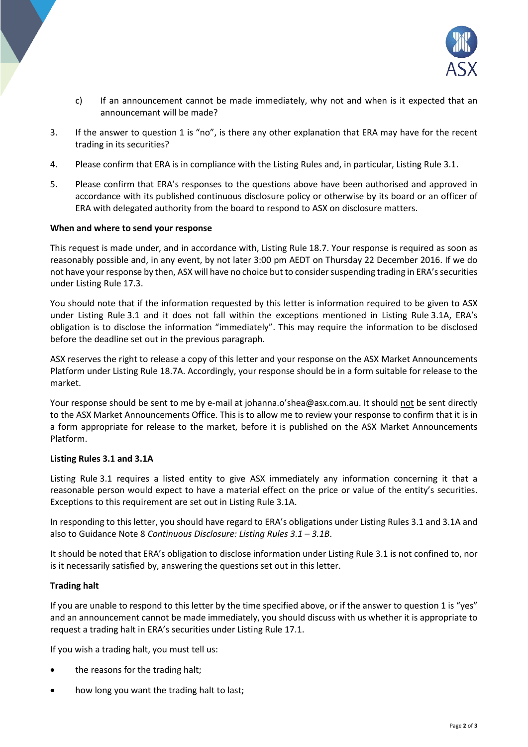c) If an announcement cannot be made immediately, why not and when is it expected that an announcemant will be made?

3. If the answer to question 1 is "no", is there any other explanation that ERA may have for the recent trading in its securities?

4. Please confirm that ERA is in compliance with the Listing Rules and, in particular, Listing Rule 3.1.

5. Please confirm that ERA's responses to the questions above have been authorised and approved in accordance with its published continuous disclosure policy or otherwise by its board or an officer of ERA with delegated authority from the board to respond to ASX on disclosure matters.

**When and where to send your response**

This request is made under, and in accordance with, Listing Rule 18.7. Your response is required as soon as reasonably possible and, in any event, by not later 3:00 pm AEDT on Thursday 22 December 2016. If we do not have your response by then, ASX will have no choice but to consider suspending trading in ERA's securities under Listing Rule 17.3.

You should note that if the information requested by this letter is information required to be given to ASX under Listing Rule 3.1 and it does not fall within the exceptions mentioned in Listing Rule 3.1A, ERA's obligation is to disclose the information "immediately". This may require the information to be disclosed before the deadline set out in the previous paragraph.

ASX reserves the right to release a copy of this letter and your response on the ASX Market Announcements Platform under Listing Rule 18.7A. Accordingly, your response should be in a form suitable for release to the market.

Your response should be sent to me by e-mail at johanna.o'shea@asx.com.au. It should not be sent directly to the ASX Market Announcements Office. This is to allow me to review your response to confirm that it is in a form appropriate for release to the market, before it is published on the ASX Market Announcements Platform.

**Listing Rules 3.1 and 3.1A**

Listing Rule 3.1 requires a listed entity to give ASX immediately any information concerning it that a reasonable person would expect to have a material effect on the price or value of the entity's securities. Exceptions to this requirement are set out in Listing Rule 3.1A.

In responding to this letter, you should have regard to ERA's obligations under Listing Rules 3.1 and 3.1A and also to Guidance Note 8 *Continuous Disclosure: Listing Rules 3.1 – 3.1B*.

It should be noted that ERA's obligation to disclose information under Listing Rule 3.1 is not confined to, nor is it necessarily satisfied by, answering the questions set out in this letter.

**Trading halt**

If you are unable to respond to this letter by the time specified above, or if the answer to question 1 is "yes" and an announcement cannot be made immediately, you should discuss with us whether it is appropriate to request a trading halt in ERA's securities under Listing Rule 17.1.

If you wish a trading halt, you must tell us:

- the reasons for the trading halt;
- how long you want the trading halt to last;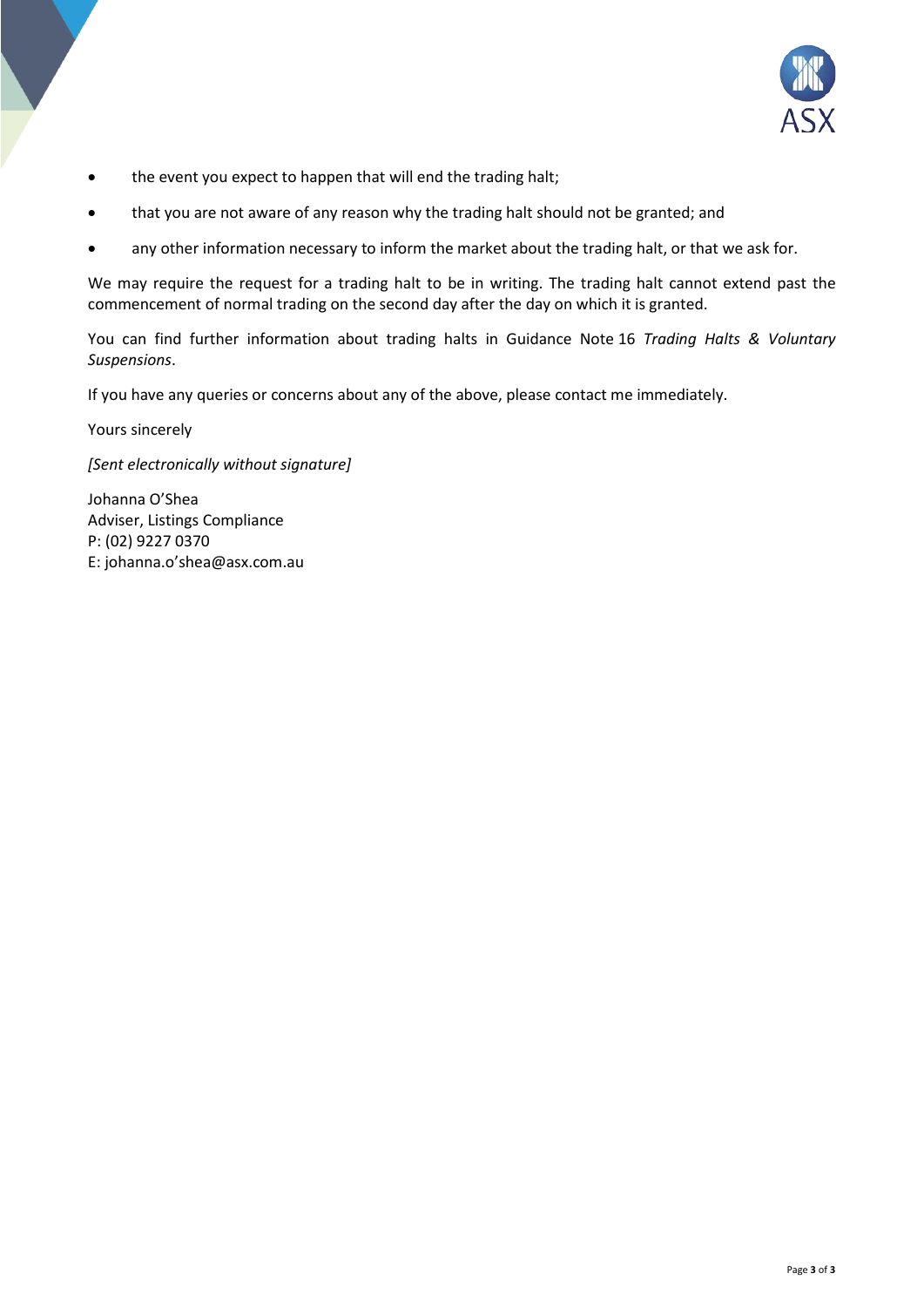- the event you expect to happen that will end the trading halt;
- that you are not aware of any reason why the trading halt should not be granted; and
- any other information necessary to inform the market about the trading halt, or that we ask for.

We may require the request for a trading halt to be in writing. The trading halt cannot extend past the commencement of normal trading on the second day after the day on which it is granted.

You can find further information about trading halts in Guidance Note 16 *Trading Halts & Voluntary Suspensions*.

If you have any queries or concerns about any of the above, please contact me immediately.

Yours sincerely

*[Sent electronically without signature]*

Johanna O'Shea
Adviser, Listings Compliance
P: (02) 9227 0370
E: johanna.o'shea@asx.com.au